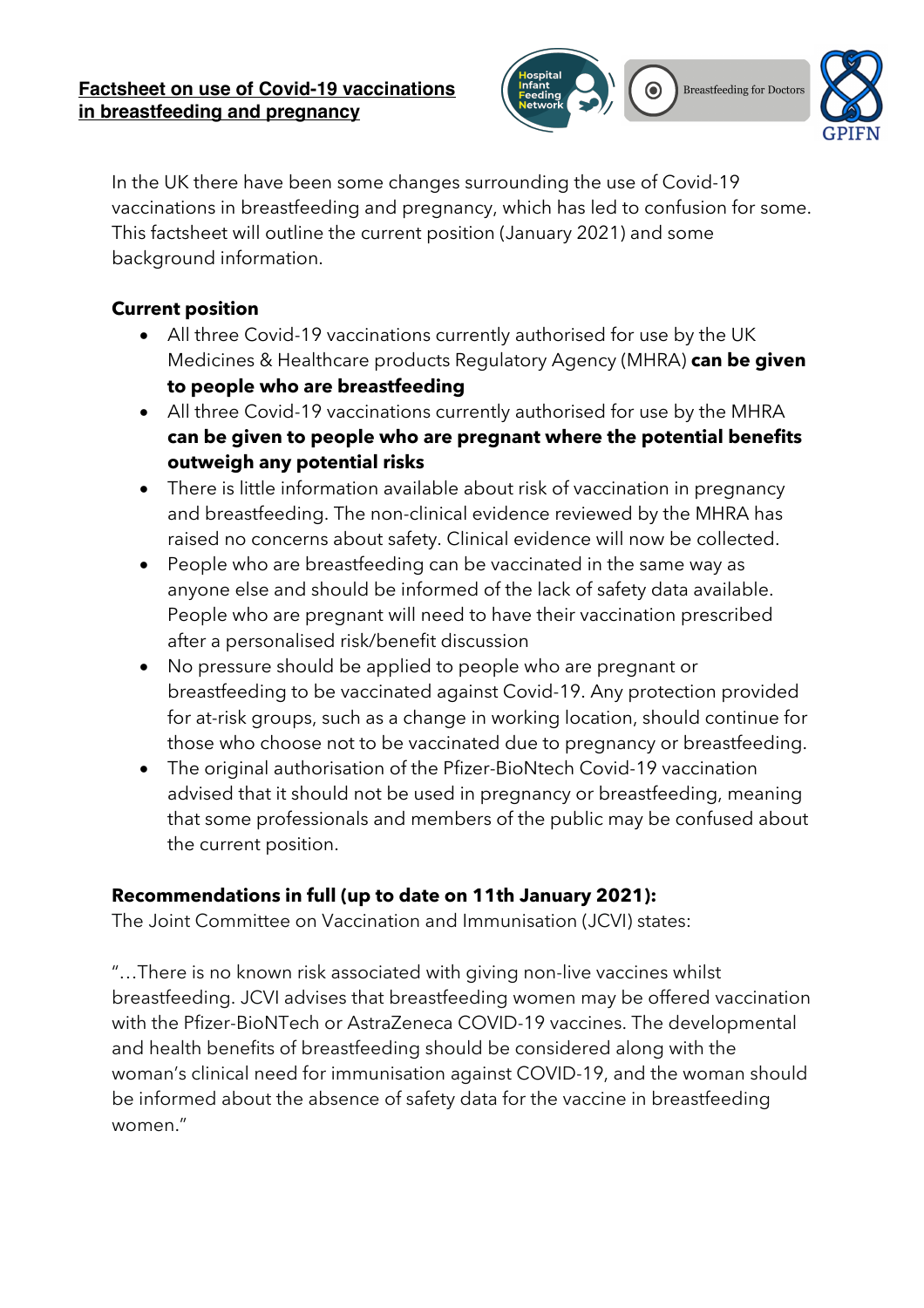# Factsheet on use of Covid-19 vaccinations in breastfeeding and pregnancy

In the UK there have been some changes surrounding the use of Covid-19 vaccinations in breastfeeding and pregnancy, which has led to confusion for some. This factsheet will outline the current position (January 2021) and some background information.

## Current position

- All three Covid-19 vaccinations currently authorised for use by the UK Medicines & Healthcare products Regulatory Agency (MHRA) **can be given to people who are breastfeeding**
- All three Covid-19 vaccinations currently authorised for use by the MHRA **can be given to people who are pregnant where the potential benefits outweigh any potential risks**
- There is little information available about risk of vaccination in pregnancy and breastfeeding. The non-clinical evidence reviewed by the MHRA has raised no concerns about safety. Clinical evidence will now be collected.
- People who are breastfeeding can be vaccinated in the same way as anyone else and should be informed of the lack of safety data available. People who are pregnant will need to have their vaccination prescribed after a personalised risk/benefit discussion
- No pressure should be applied to people who are pregnant or breastfeeding to be vaccinated against Covid-19. Any protection provided for at-risk groups, such as a change in working location, should continue for those who choose not to be vaccinated due to pregnancy or breastfeeding.
- The original authorisation of the Pfizer-BioNtech Covid-19 vaccination advised that it should not be used in pregnancy or breastfeeding, meaning that some professionals and members of the public may be confused about the current position.

## Recommendations in full (up to date on 11th January 2021):

The Joint Committee on Vaccination and Immunisation (JCVI) states:

"…There is no known risk associated with giving non-live vaccines whilst breastfeeding. JCVI advises that breastfeeding women may be offered vaccination with the Pfizer-BioNTech or AstraZeneca COVID-19 vaccines. The developmental and health benefits of breastfeeding should be considered along with the woman's clinical need for immunisation against COVID-19, and the woman should be informed about the absence of safety data for the vaccine in breastfeeding women."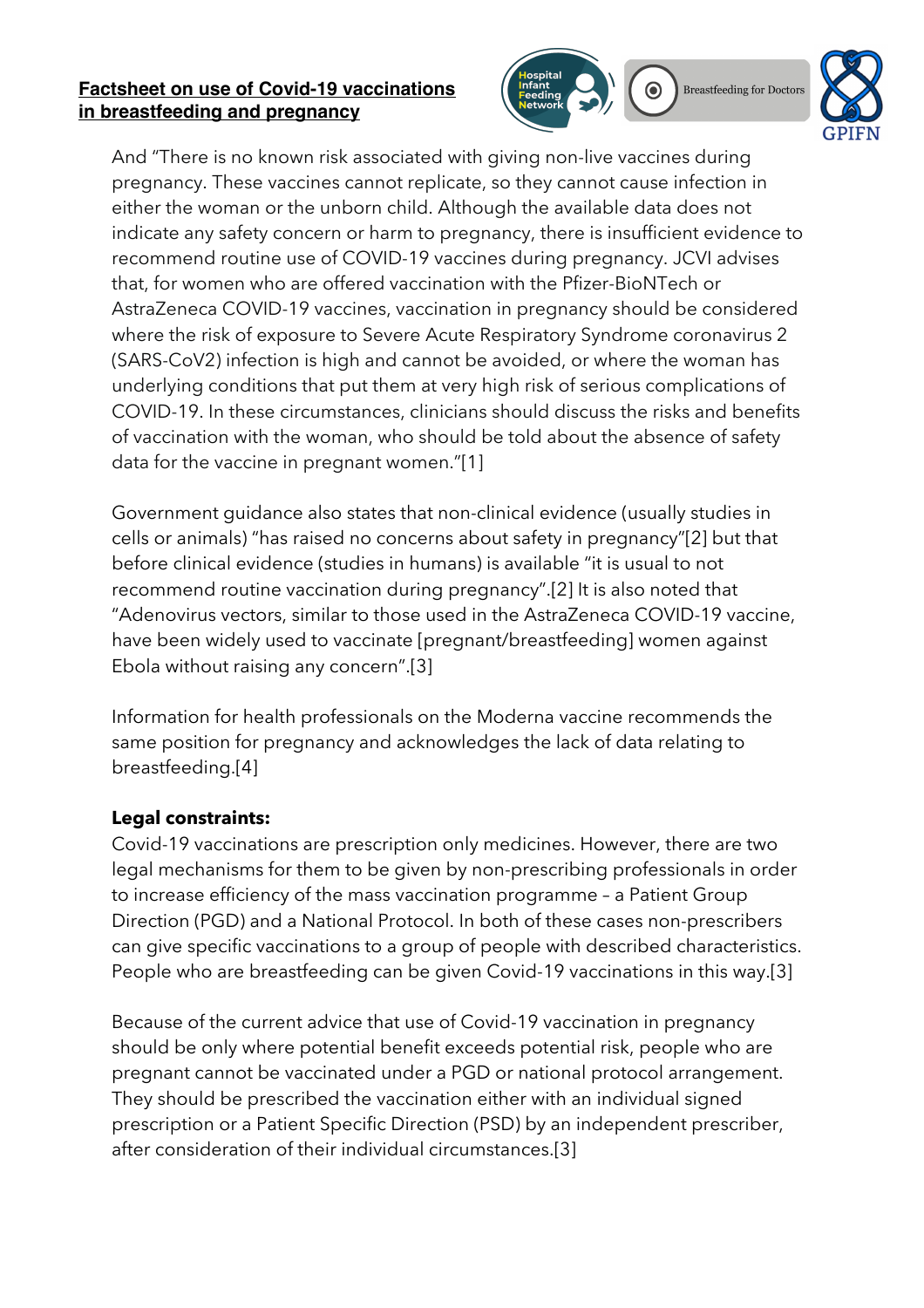And "There is no known risk associated with giving non-live vaccines during pregnancy. These vaccines cannot replicate, so they cannot cause infection in either the woman or the unborn child. Although the available data does not indicate any safety concern or harm to pregnancy, there is insufficient evidence to recommend routine use of COVID-19 vaccines during pregnancy. JCVI advises that, for women who are offered vaccination with the Pfizer-BioNTech or AstraZeneca COVID-19 vaccines, vaccination in pregnancy should be considered where the risk of exposure to Severe Acute Respiratory Syndrome coronavirus 2 (SARS-CoV2) infection is high and cannot be avoided, or where the woman has underlying conditions that put them at very high risk of serious complications of COVID-19. In these circumstances, clinicians should discuss the risks and benefits of vaccination with the woman, who should be told about the absence of safety data for the vaccine in pregnant women."[1]

Government guidance also states that non-clinical evidence (usually studies in cells or animals) "has raised no concerns about safety in pregnancy"[2] but that before clinical evidence (studies in humans) is available "it is usual to not recommend routine vaccination during pregnancy".[2] It is also noted that "Adenovirus vectors, similar to those used in the AstraZeneca COVID-19 vaccine, have been widely used to vaccinate [pregnant/breastfeeding] women against Ebola without raising any concern".[3]

Information for health professionals on the Moderna vaccine recommends the same position for pregnancy and acknowledges the lack of data relating to breastfeeding.[4]

**Legal constraints:**

Covid-19 vaccinations are prescription only medicines. However, there are two legal mechanisms for them to be given by non-prescribing professionals in order to increase efficiency of the mass vaccination programme – a Patient Group Direction (PGD) and a National Protocol. In both of these cases non-prescribers can give specific vaccinations to a group of people with described characteristics. People who are breastfeeding can be given Covid-19 vaccinations in this way.[3]

Because of the current advice that use of Covid-19 vaccination in pregnancy should be only where potential benefit exceeds potential risk, people who are pregnant cannot be vaccinated under a PGD or national protocol arrangement. They should be prescribed the vaccination either with an individual signed prescription or a Patient Specific Direction (PSD) by an independent prescriber, after consideration of their individual circumstances.[3]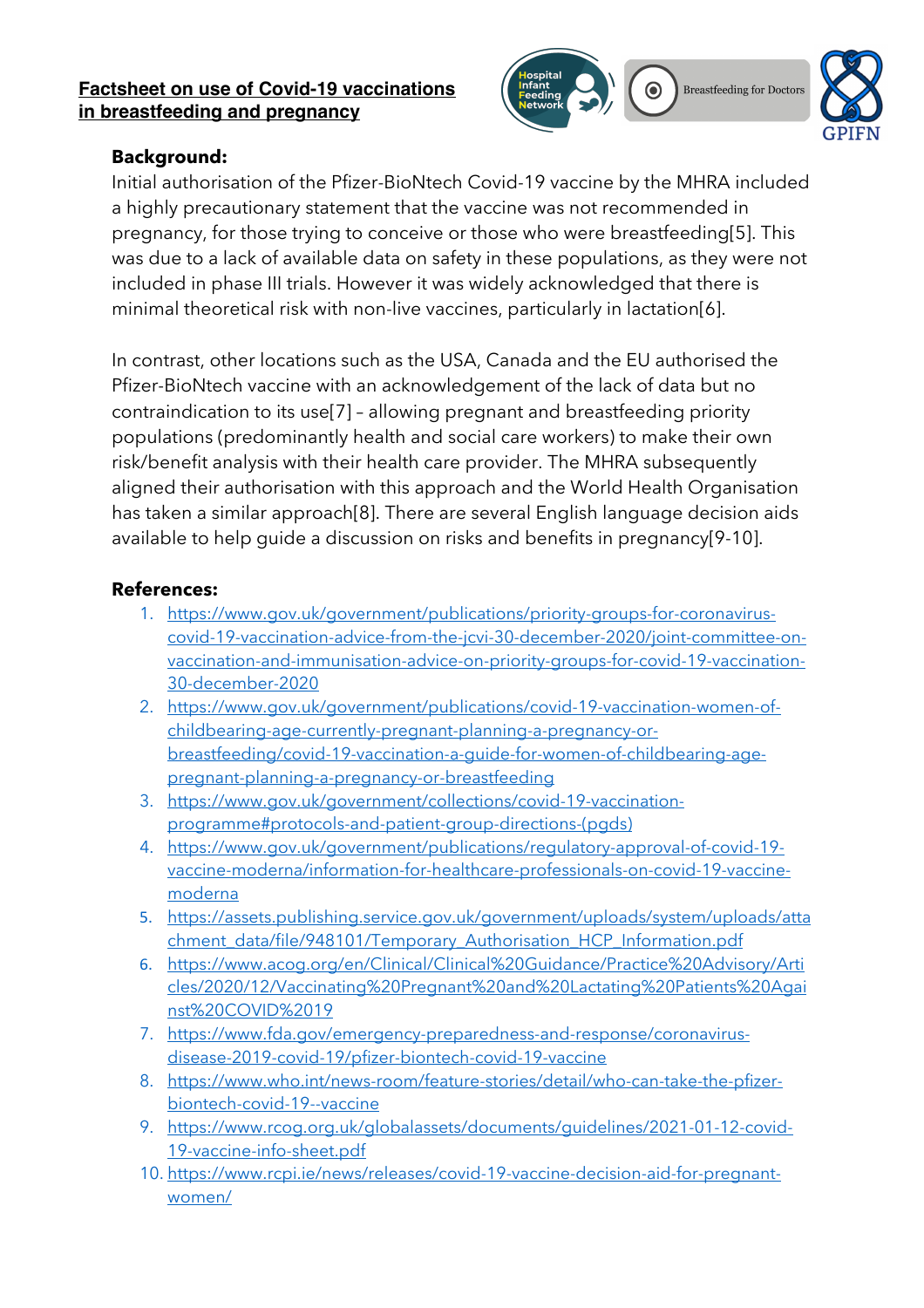**Factsheet on use of Covid-19 vaccinations in breastfeeding and pregnancy**

### Background:

Initial authorisation of the Pfizer-BioNtech Covid-19 vaccine by the MHRA included a highly precautionary statement that the vaccine was not recommended in pregnancy, for those trying to conceive or those who were breastfeeding[5]. This was due to a lack of available data on safety in these populations, as they were not included in phase III trials. However it was widely acknowledged that there is minimal theoretical risk with non-live vaccines, particularly in lactation[6].

In contrast, other locations such as the USA, Canada and the EU authorised the Pfizer-BioNtech vaccine with an acknowledgement of the lack of data but no contraindication to its use[7] – allowing pregnant and breastfeeding priority populations (predominantly health and social care workers) to make their own risk/benefit analysis with their health care provider. The MHRA subsequently aligned their authorisation with this approach and the World Health Organisation has taken a similar approach[8]. There are several English language decision aids available to help guide a discussion on risks and benefits in pregnancy[9-10].

### References:

1. https://www.gov.uk/government/publications/priority-groups-for-coronavirus-covid-19-vaccination-advice-from-the-jcvi-30-december-2020/joint-committee-on-vaccination-and-immunisation-advice-on-priority-groups-for-covid-19-vaccination-30-december-2020
2. https://www.gov.uk/government/publications/covid-19-vaccination-women-of-childbearing-age-currently-pregnant-planning-a-pregnancy-or-breastfeeding/covid-19-vaccination-a-guide-for-women-of-childbearing-age-pregnant-planning-a-pregnancy-or-breastfeeding
3. https://www.gov.uk/government/collections/covid-19-vaccination-programme#protocols-and-patient-group-directions-(pgds)
4. https://www.gov.uk/government/publications/regulatory-approval-of-covid-19-vaccine-moderna/information-for-healthcare-professionals-on-covid-19-vaccine-moderna
5. https://assets.publishing.service.gov.uk/government/uploads/system/uploads/attachment_data/file/948101/Temporary_Authorisation_HCP_Information.pdf
6. https://www.acog.org/en/Clinical/Clinical%20Guidance/Practice%20Advisory/Articles/2020/12/Vaccinating%20Pregnant%20and%20Lactating%20Patients%20Against%20COVID%2019
7. https://www.fda.gov/emergency-preparedness-and-response/coronavirus-disease-2019-covid-19/pfizer-biontech-covid-19-vaccine
8. https://www.who.int/news-room/feature-stories/detail/who-can-take-the-pfizer-biontech-covid-19--vaccine
9. https://www.rcog.org.uk/globalassets/documents/guidelines/2021-01-12-covid-19-vaccine-info-sheet.pdf
10. https://www.rcpi.ie/news/releases/covid-19-vaccine-decision-aid-for-pregnant-women/